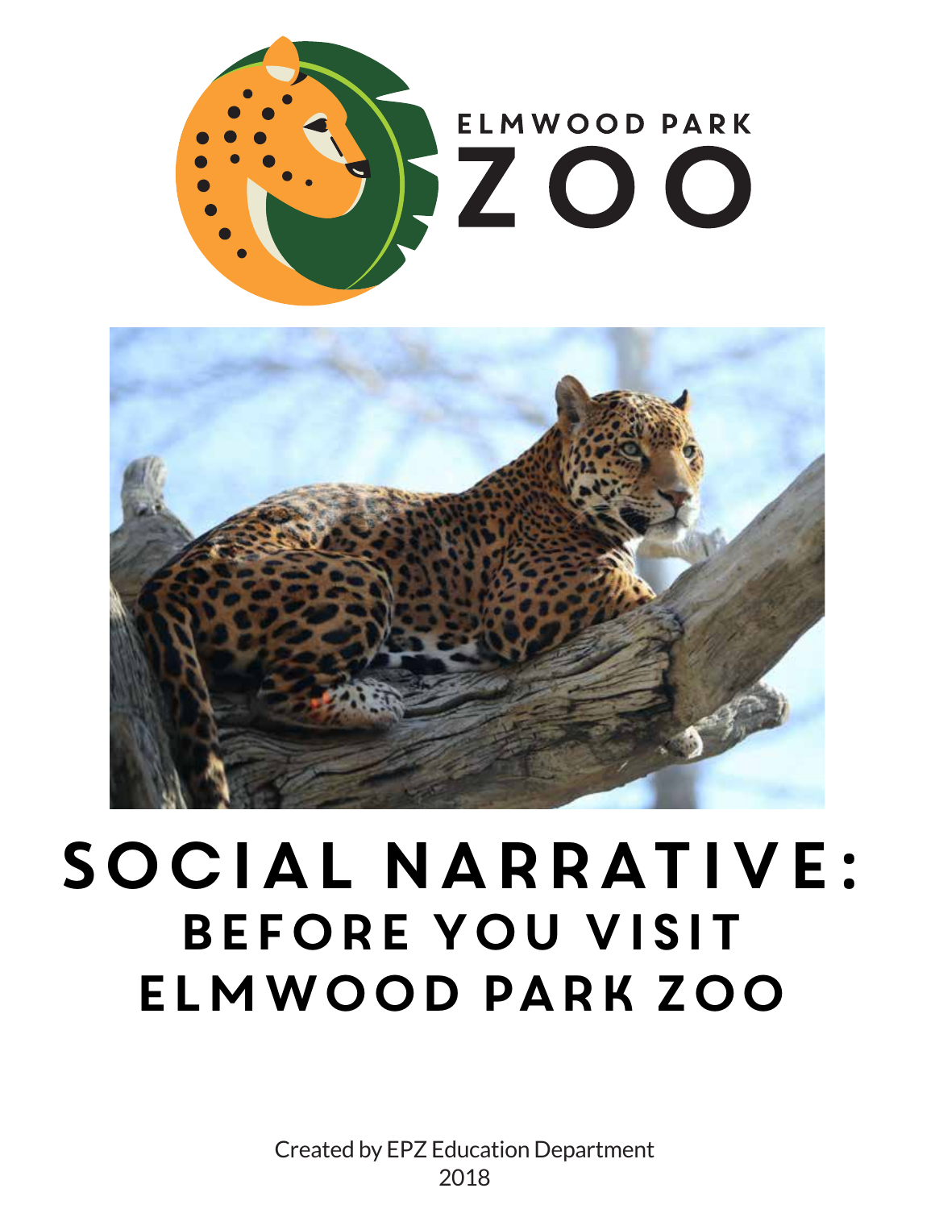ELMWOOD PARK

ZOO

# SOCIAL NARRATIVE:

## BEFORE YOU VISIT ELMWOOD PARK ZOO

Created by EPZ Education Department
2018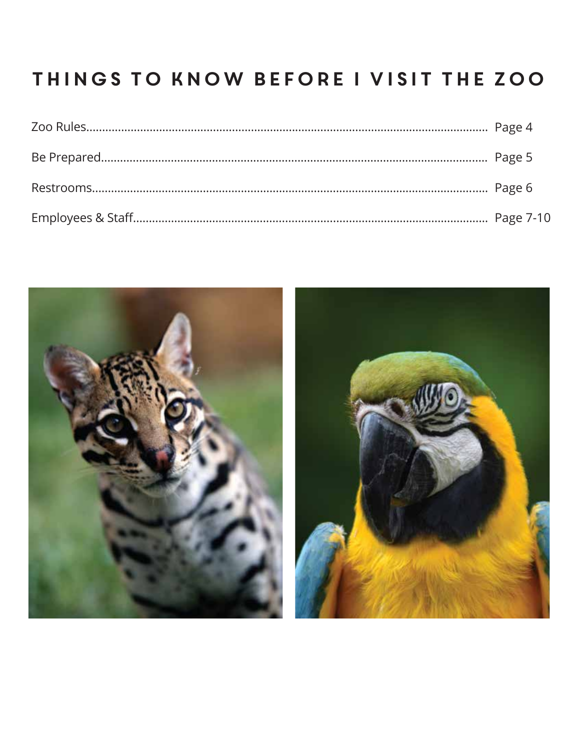# THINGS TO KNOW BEFORE I VISIT THE ZOO

| | |
|---|---|
| Zoo Rules | Page 4 |
| Be Prepared | Page 5 |
| Restrooms | Page 6 |
| Employees & Staff | Page 7-10 |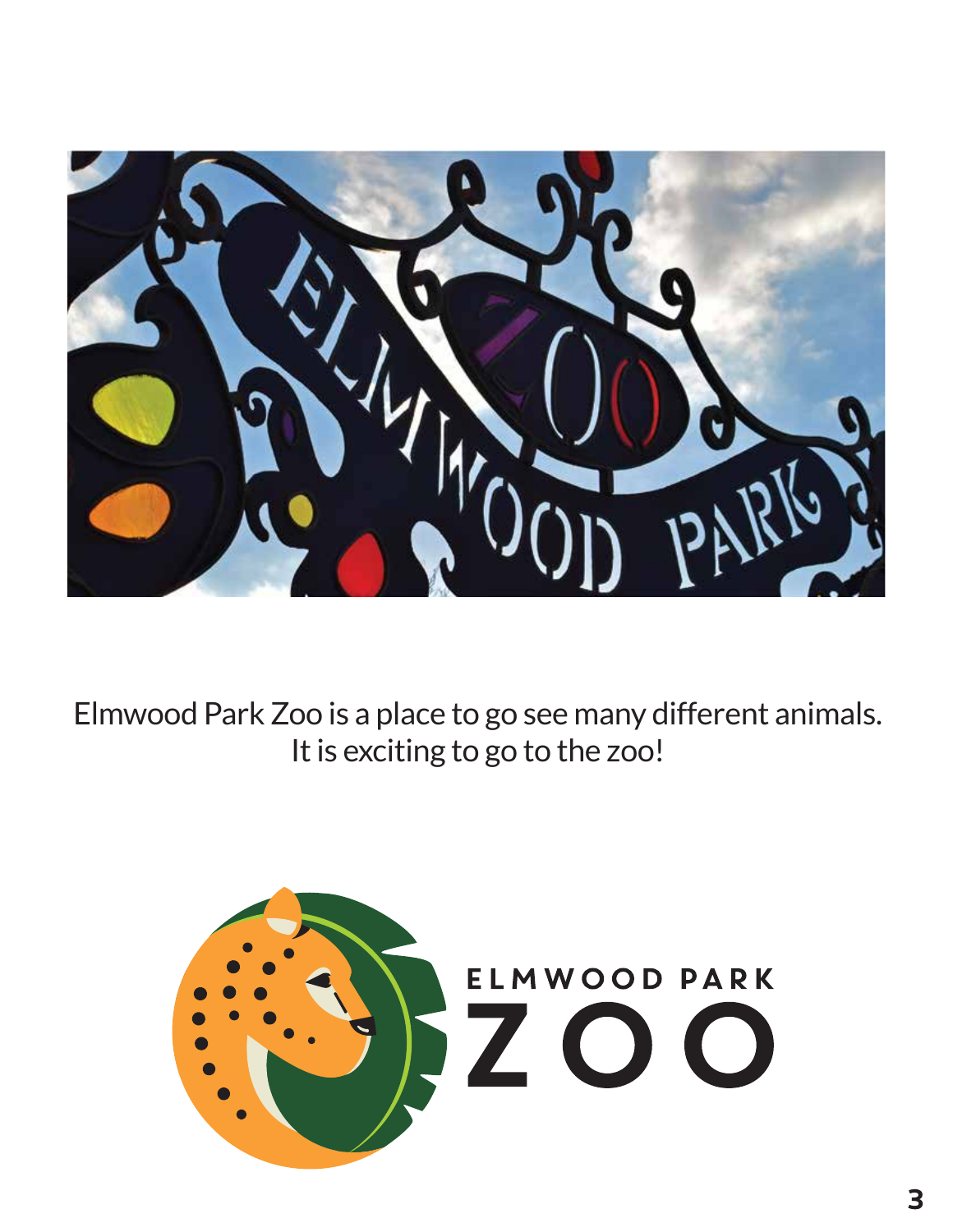Elmwood Park Zoo is a place to go see many different animals. It is exciting to go to the zoo!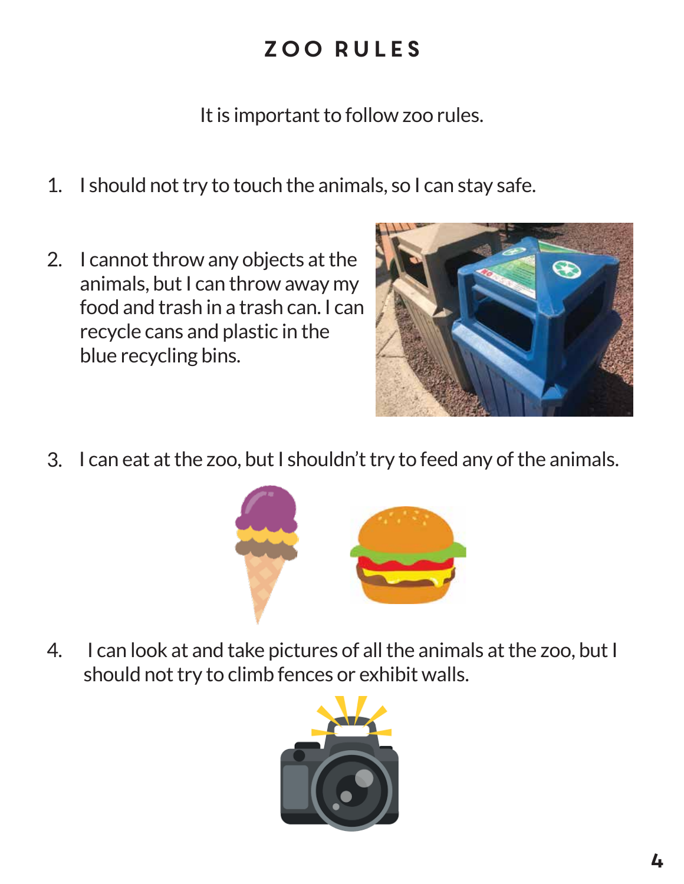# ZOO RULES

It is important to follow zoo rules.

1. I should not try to touch the animals, so I can stay safe.
2. I cannot throw any objects at the animals, but I can throw away my food and trash in a trash can. I can recycle cans and plastic in the blue recycling bins.
3. I can eat at the zoo, but I shouldn't try to feed any of the animals.
4. I can look at and take pictures of all the animals at the zoo, but I should not try to climb fences or exhibit walls.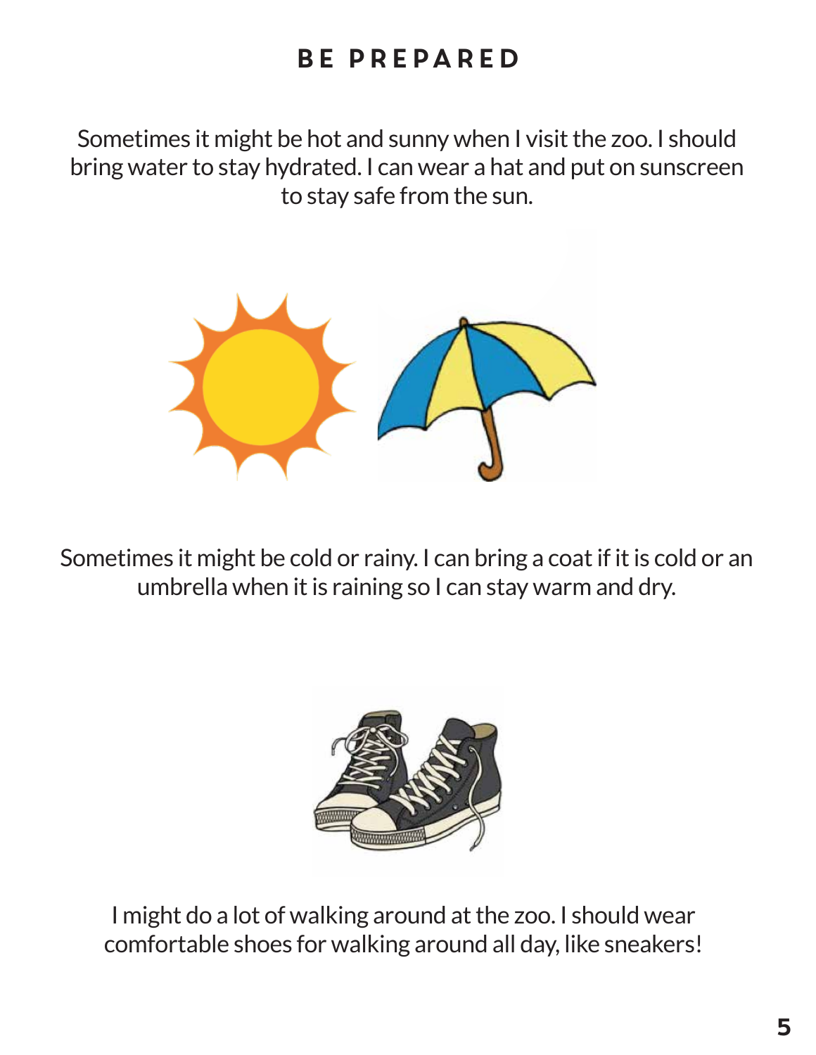# BE PREPARED

Sometimes it might be hot and sunny when I visit the zoo. I should bring water to stay hydrated. I can wear a hat and put on sunscreen to stay safe from the sun.

Sometimes it might be cold or rainy. I can bring a coat if it is cold or an umbrella when it is raining so I can stay warm and dry.

I might do a lot of walking around at the zoo. I should wear comfortable shoes for walking around all day, like sneakers!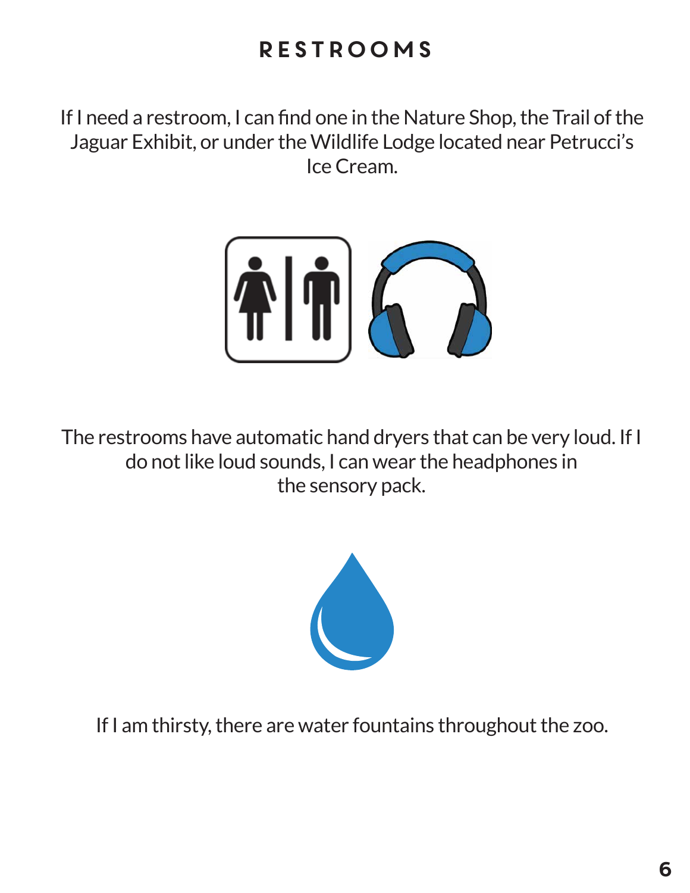# RESTROOMS

If I need a restroom, I can find one in the Nature Shop, the Trail of the Jaguar Exhibit, or under the Wildlife Lodge located near Petrucci's Ice Cream.

The restrooms have automatic hand dryers that can be very loud. If I do not like loud sounds, I can wear the headphones in the sensory pack.

If I am thirsty, there are water fountains throughout the zoo.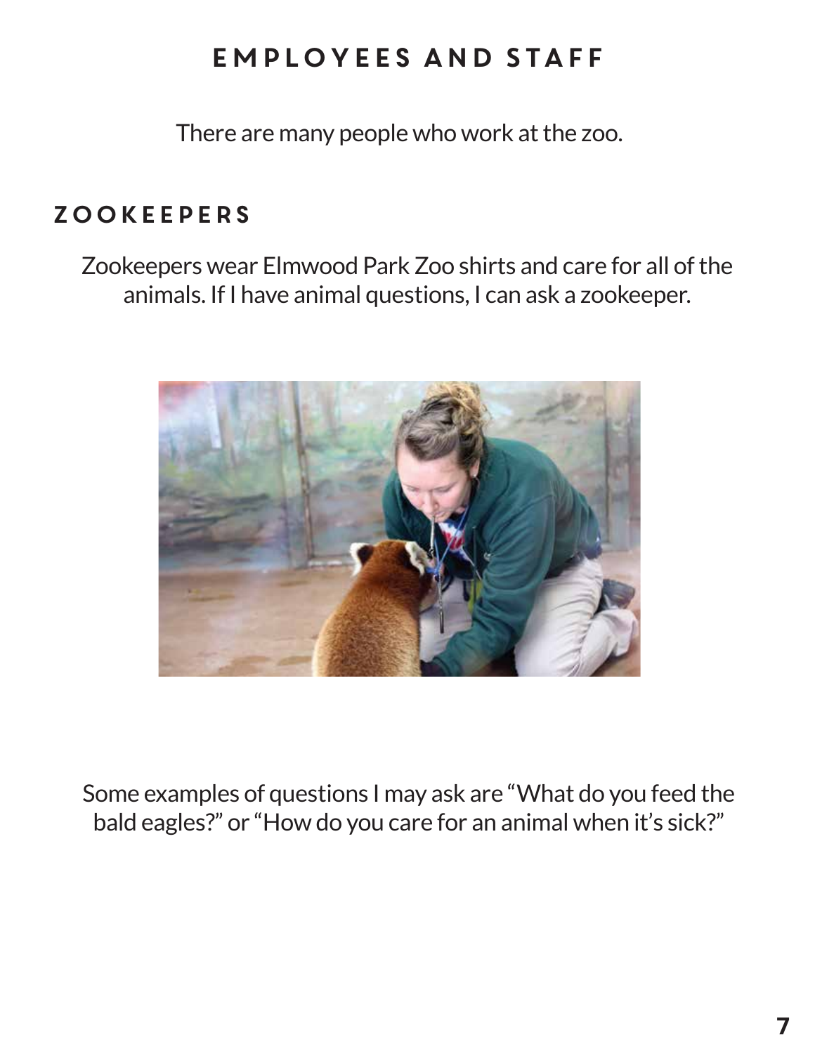# EMPLOYEES AND STAFF

There are many people who work at the zoo.

## ZOOKEEPERS

Zookeepers wear Elmwood Park Zoo shirts and care for all of the animals. If I have animal questions, I can ask a zookeeper.

Some examples of questions I may ask are "What do you feed the bald eagles?" or "How do you care for an animal when it's sick?"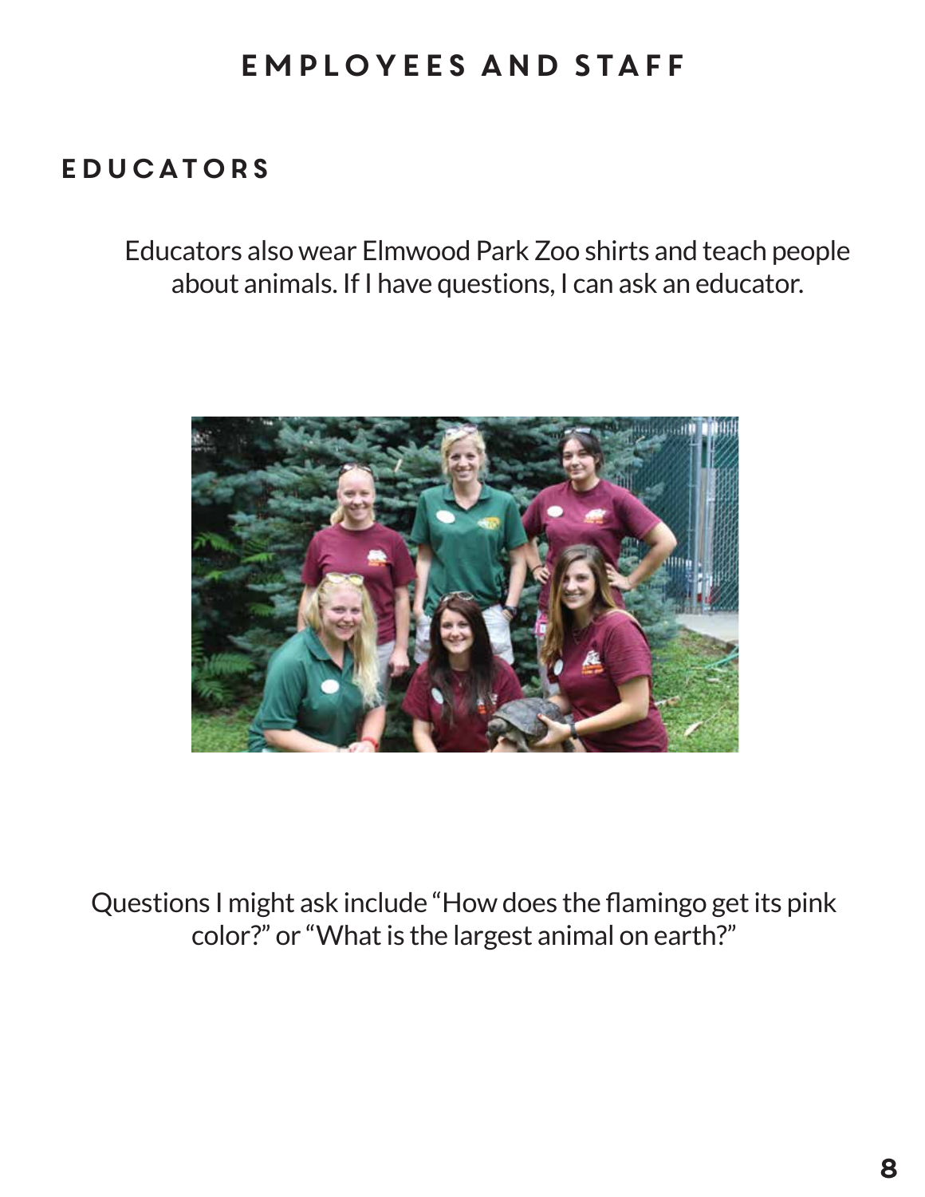# EMPLOYEES AND STAFF

## EDUCATORS

Educators also wear Elmwood Park Zoo shirts and teach people about animals. If I have questions, I can ask an educator.

Questions I might ask include "How does the flamingo get its pink color?" or "What is the largest animal on earth?"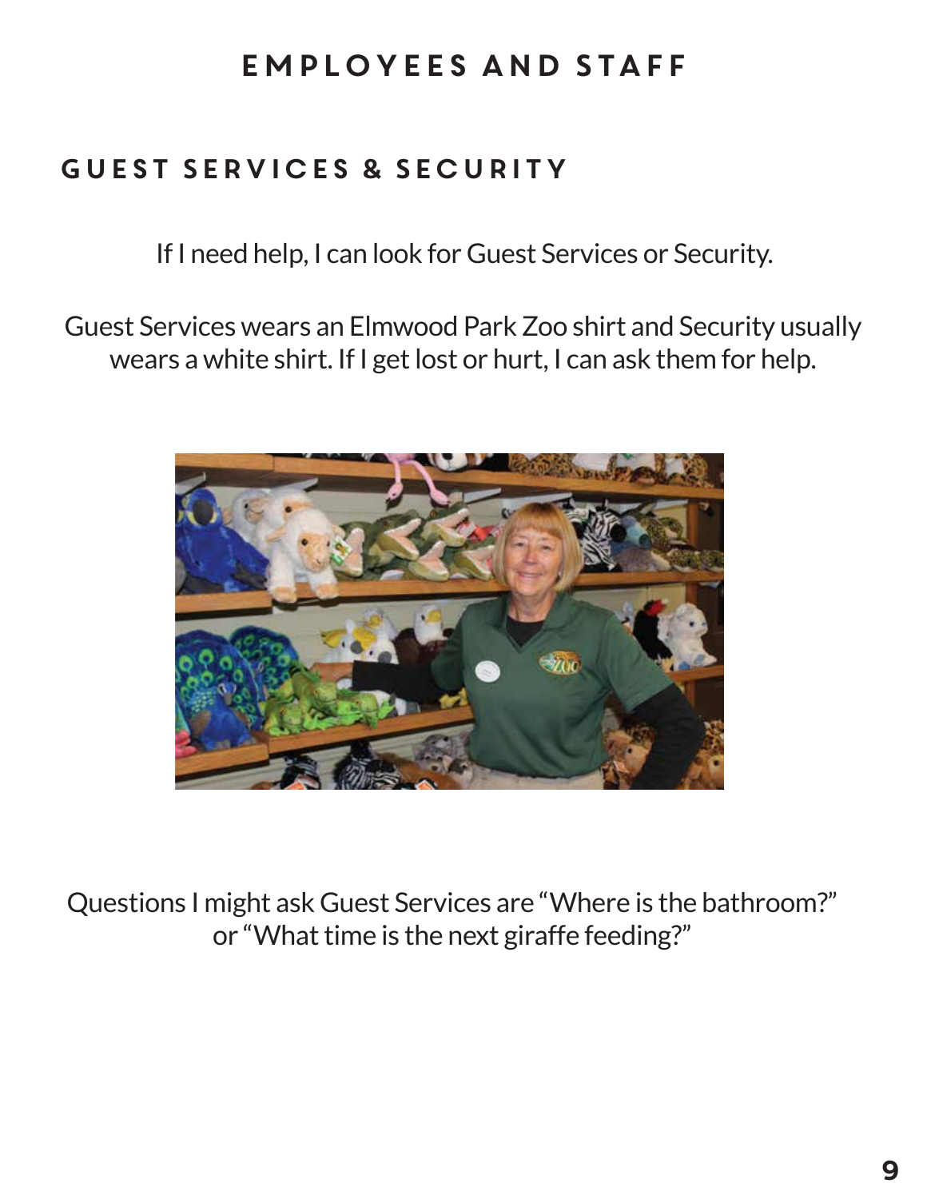# EMPLOYEES AND STAFF

## GUEST SERVICES & SECURITY

If I need help, I can look for Guest Services or Security.

Guest Services wears an Elmwood Park Zoo shirt and Security usually wears a white shirt. If I get lost or hurt, I can ask them for help.

Questions I might ask Guest Services are "Where is the bathroom?" or "What time is the next giraffe feeding?"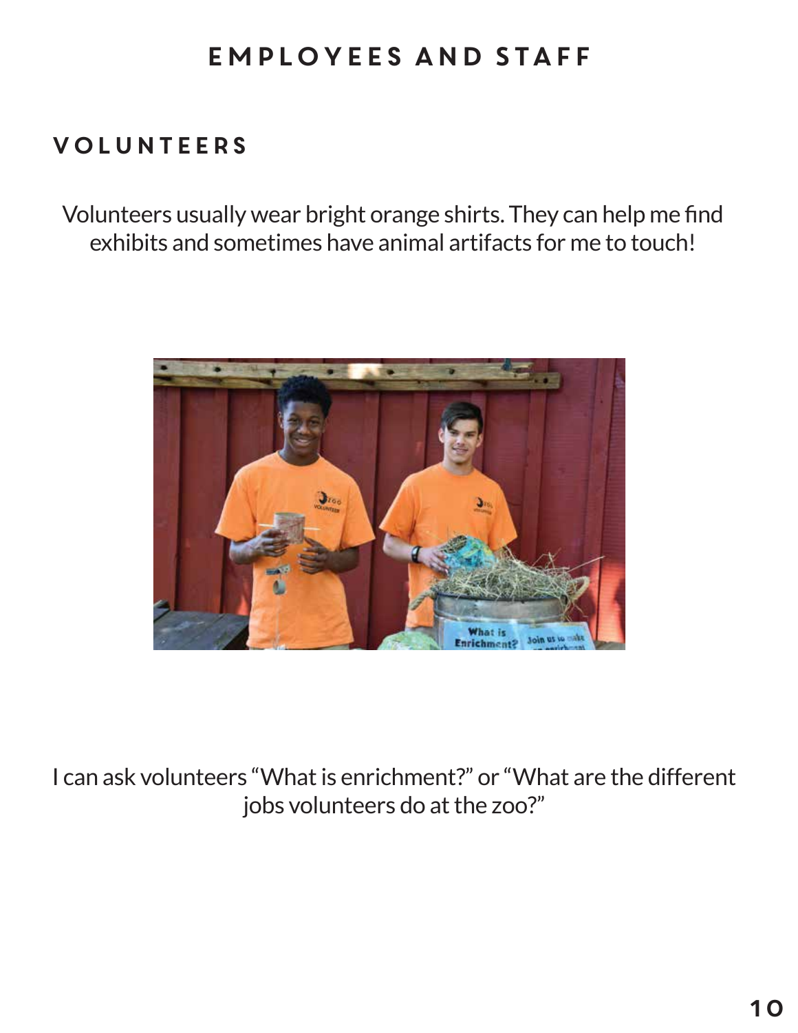# EMPLOYEES AND STAFF

## VOLUNTEERS

Volunteers usually wear bright orange shirts. They can help me find exhibits and sometimes have animal artifacts for me to touch!

I can ask volunteers "What is enrichment?" or "What are the different jobs volunteers do at the zoo?"